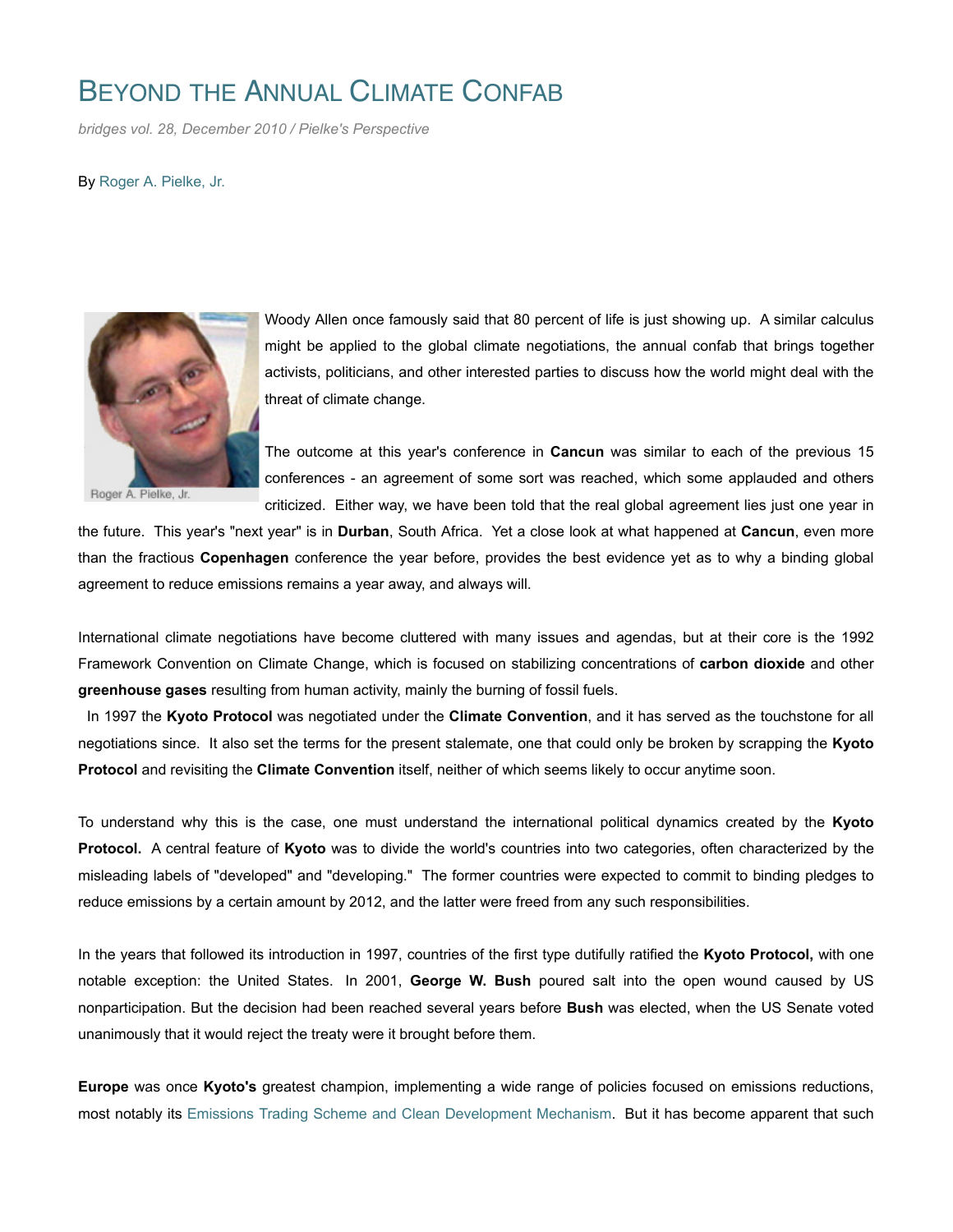# BEYOND THE ANNUAL CLIMATE CONFAB

*bridges vol. 28, December 2010 / Pielke's Perspective*

By Roger A. Pielke, Jr.

Roger A. Pielke, Jr.

Woody Allen once famously said that 80 percent of life is just showing up. A similar calculus might be applied to the global climate negotiations, the annual confab that brings together activists, politicians, and other interested parties to discuss how the world might deal with the threat of climate change.

The outcome at this year's conference in **Cancun** was similar to each of the previous 15 conferences - an agreement of some sort was reached, which some applauded and others criticized. Either way, we have been told that the real global agreement lies just one year in the future. This year's "next year" is in **Durban**, South Africa. Yet a close look at what happened at **Cancun**, even more than the fractious **Copenhagen** conference the year before, provides the best evidence yet as to why a binding global agreement to reduce emissions remains a year away, and always will.

International climate negotiations have become cluttered with many issues and agendas, but at their core is the 1992 Framework Convention on Climate Change, which is focused on stabilizing concentrations of **carbon dioxide** and other **greenhouse gases** resulting from human activity, mainly the burning of fossil fuels.

In 1997 the **Kyoto Protocol** was negotiated under the **Climate Convention**, and it has served as the touchstone for all negotiations since. It also set the terms for the present stalemate, one that could only be broken by scrapping the **Kyoto Protocol** and revisiting the **Climate Convention** itself, neither of which seems likely to occur anytime soon.

To understand why this is the case, one must understand the international political dynamics created by the **Kyoto Protocol.** A central feature of **Kyoto** was to divide the world's countries into two categories, often characterized by the misleading labels of "developed" and "developing." The former countries were expected to commit to binding pledges to reduce emissions by a certain amount by 2012, and the latter were freed from any such responsibilities.

In the years that followed its introduction in 1997, countries of the first type dutifully ratified the **Kyoto Protocol,** with one notable exception: the United States. In 2001, **George W. Bush** poured salt into the open wound caused by US nonparticipation. But the decision had been reached several years before **Bush** was elected, when the US Senate voted unanimously that it would reject the treaty were it brought before them.

**Europe** was once **Kyoto's** greatest champion, implementing a wide range of policies focused on emissions reductions, most notably its Emissions Trading Scheme and Clean Development Mechanism. But it has become apparent that such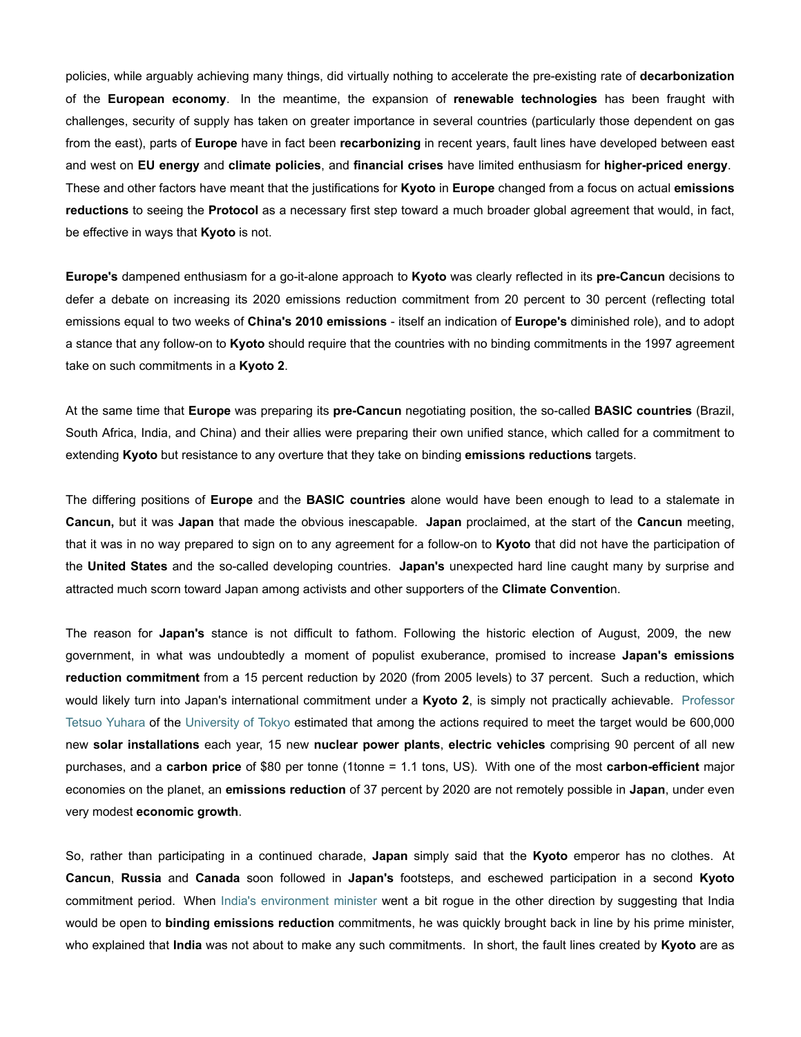policies, while arguably achieving many things, did virtually nothing to accelerate the pre-existing rate of **decarbonization** of the **European economy**. In the meantime, the expansion of **renewable technologies** has been fraught with challenges, security of supply has taken on greater importance in several countries (particularly those dependent on gas from the east), parts of **Europe** have in fact been **recarbonizing** in recent years, fault lines have developed between east and west on **EU energy** and **climate policies**, and **financial crises** have limited enthusiasm for **higher-priced energy**. These and other factors have meant that the justifications for **Kyoto** in **Europe** changed from a focus on actual **emissions reductions** to seeing the **Protocol** as a necessary first step toward a much broader global agreement that would, in fact, be effective in ways that **Kyoto** is not.

**Europe's** dampened enthusiasm for a go-it-alone approach to **Kyoto** was clearly reflected in its **pre-Cancun** decisions to defer a debate on increasing its 2020 emissions reduction commitment from 20 percent to 30 percent (reflecting total emissions equal to two weeks of **China's 2010 emissions** - itself an indication of **Europe's** diminished role), and to adopt a stance that any follow-on to **Kyoto** should require that the countries with no binding commitments in the 1997 agreement take on such commitments in a **Kyoto 2**.

At the same time that **Europe** was preparing its **pre-Cancun** negotiating position, the so-called **BASIC countries** (Brazil, South Africa, India, and China) and their allies were preparing their own unified stance, which called for a commitment to extending **Kyoto** but resistance to any overture that they take on binding **emissions reductions** targets.

The differing positions of **Europe** and the **BASIC countries** alone would have been enough to lead to a stalemate in **Cancun,** but it was **Japan** that made the obvious inescapable. **Japan** proclaimed, at the start of the **Cancun** meeting, that it was in no way prepared to sign on to any agreement for a follow-on to **Kyoto** that did not have the participation of the **United States** and the so-called developing countries. **Japan's** unexpected hard line caught many by surprise and attracted much scorn toward Japan among activists and other supporters of the **Climate Conventio**n.

The reason for **Japan's** stance is not difficult to fathom. Following the historic election of August, 2009, the new government, in what was undoubtedly a moment of populist exuberance, promised to increase **Japan's emissions reduction commitment** from a 15 percent reduction by 2020 (from 2005 levels) to 37 percent. Such a reduction, which would likely turn into Japan's international commitment under a **Kyoto 2**, is simply not practically achievable. Professor Tetsuo Yuhara of the University of Tokyo estimated that among the actions required to meet the target would be 600,000 new **solar installations** each year, 15 new **nuclear power plants**, **electric vehicles** comprising 90 percent of all new purchases, and a **carbon price** of $80 per tonne (1tonne = 1.1 tons, US). With one of the most **carbon-efficient** major economies on the planet, an **emissions reduction** of 37 percent by 2020 are not remotely possible in **Japan**, under even very modest **economic growth**.

So, rather than participating in a continued charade, **Japan** simply said that the **Kyoto** emperor has no clothes. At **Cancun**, **Russia** and **Canada** soon followed in **Japan's** footsteps, and eschewed participation in a second **Kyoto** commitment period. When India's environment minister went a bit rogue in the other direction by suggesting that India would be open to **binding emissions reduction** commitments, he was quickly brought back in line by his prime minister, who explained that **India** was not about to make any such commitments. In short, the fault lines created by **Kyoto** are as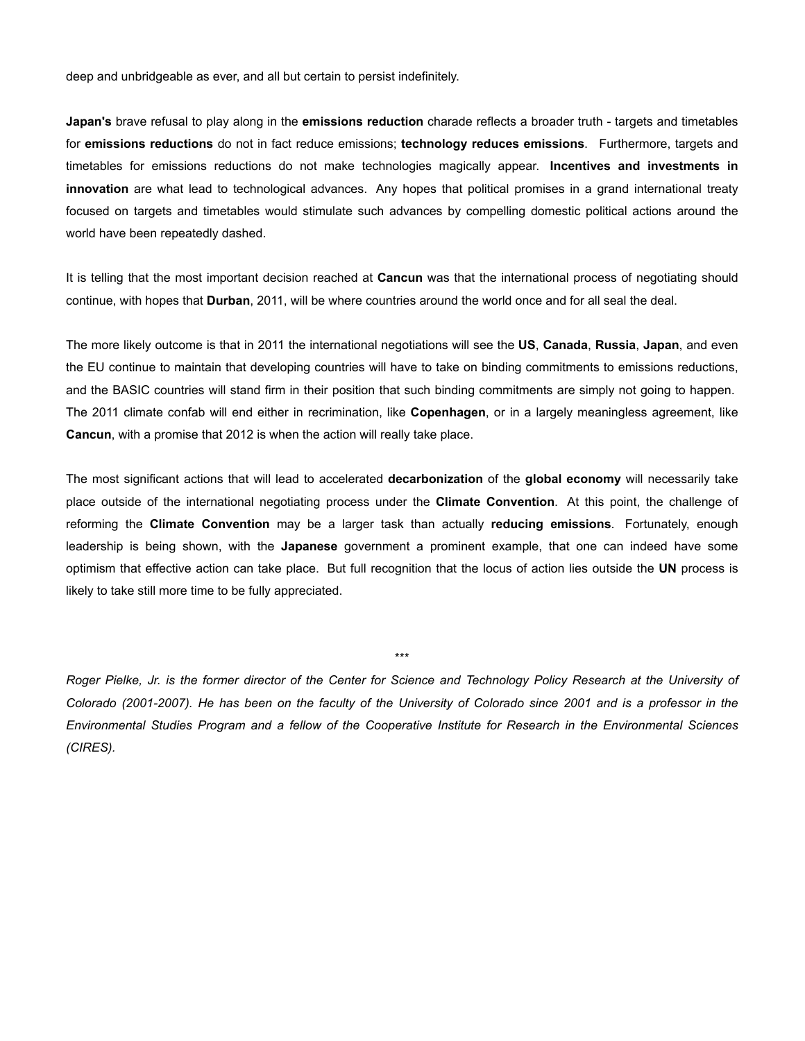deep and unbridgeable as ever, and all but certain to persist indefinitely.

**Japan's** brave refusal to play along in the **emissions reduction** charade reflects a broader truth - targets and timetables for **emissions reductions** do not in fact reduce emissions; **technology reduces emissions**. Furthermore, targets and timetables for emissions reductions do not make technologies magically appear. **Incentives and investments in innovation** are what lead to technological advances. Any hopes that political promises in a grand international treaty focused on targets and timetables would stimulate such advances by compelling domestic political actions around the world have been repeatedly dashed.

It is telling that the most important decision reached at **Cancun** was that the international process of negotiating should continue, with hopes that **Durban**, 2011, will be where countries around the world once and for all seal the deal.

The more likely outcome is that in 2011 the international negotiations will see the **US**, **Canada**, **Russia**, **Japan**, and even the EU continue to maintain that developing countries will have to take on binding commitments to emissions reductions, and the BASIC countries will stand firm in their position that such binding commitments are simply not going to happen. The 2011 climate confab will end either in recrimination, like **Copenhagen**, or in a largely meaningless agreement, like **Cancun**, with a promise that 2012 is when the action will really take place.

The most significant actions that will lead to accelerated **decarbonization** of the **global economy** will necessarily take place outside of the international negotiating process under the **Climate Convention**. At this point, the challenge of reforming the **Climate Convention** may be a larger task than actually **reducing emissions**. Fortunately, enough leadership is being shown, with the **Japanese** government a prominent example, that one can indeed have some optimism that effective action can take place. But full recognition that the locus of action lies outside the **UN** process is likely to take still more time to be fully appreciated.

***

*Roger Pielke, Jr. is the former director of the Center for Science and Technology Policy Research at the University of Colorado (2001-2007). He has been on the faculty of the University of Colorado since 2001 and is a professor in the Environmental Studies Program and a fellow of the Cooperative Institute for Research in the Environmental Sciences (CIRES).*